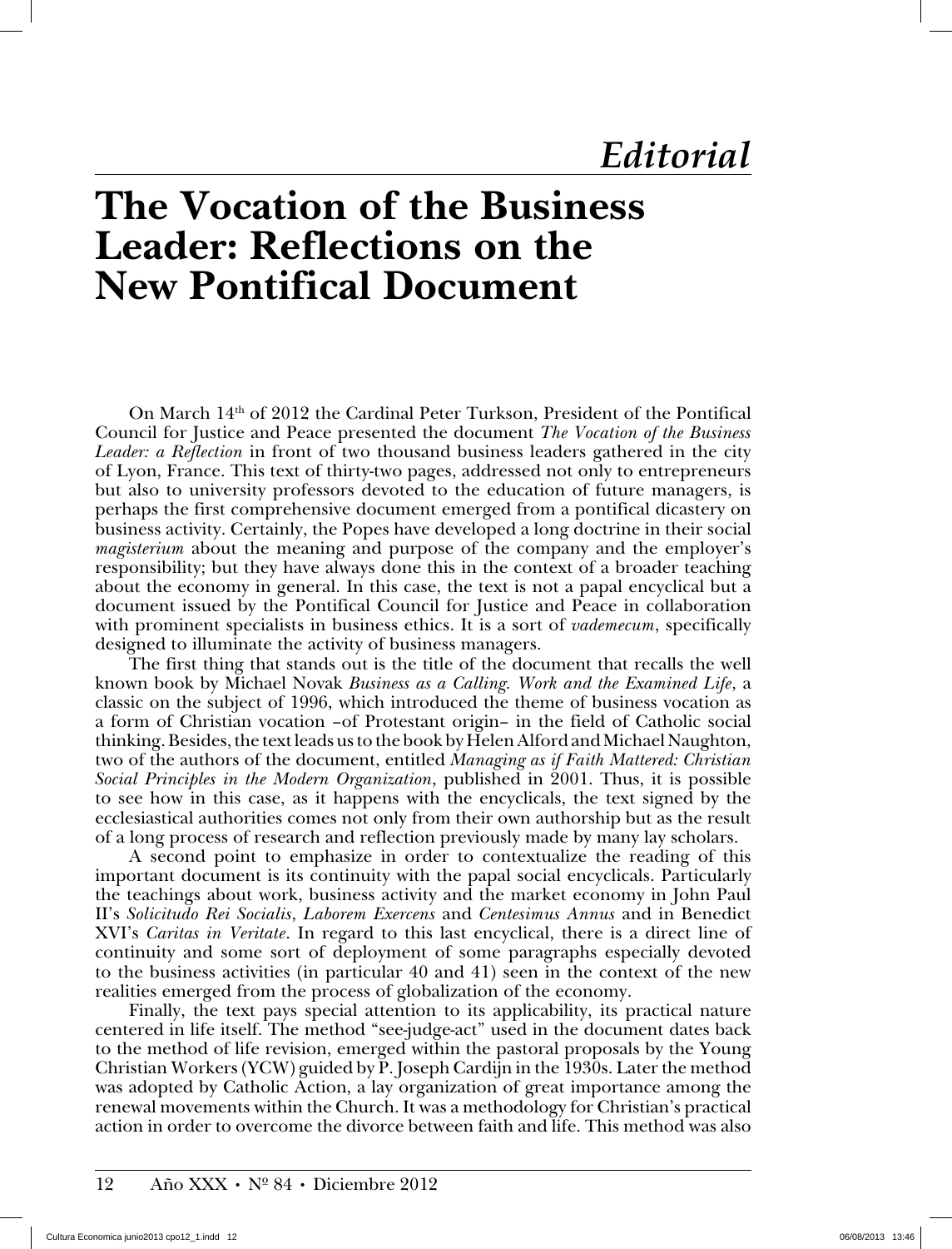*Editorial*

# The Vocation of the Business Leader: Reflections on the New Pontifical Document

On March 14th of 2012 the Cardinal Peter Turkson, President of the Pontifical Council for Justice and Peace presented the document *The Vocation of the Business Leader: a Reflection* in front of two thousand business leaders gathered in the city of Lyon, France. This text of thirty-two pages, addressed not only to entrepreneurs but also to university professors devoted to the education of future managers, is perhaps the first comprehensive document emerged from a pontifical dicastery on business activity. Certainly, the Popes have developed a long doctrine in their social *magisterium* about the meaning and purpose of the company and the employer's responsibility; but they have always done this in the context of a broader teaching about the economy in general. In this case, the text is not a papal encyclical but a document issued by the Pontifical Council for Justice and Peace in collaboration with prominent specialists in business ethics. It is a sort of *vademecum*, specifically designed to illuminate the activity of business managers.

The first thing that stands out is the title of the document that recalls the well known book by Michael Novak *Business as a Calling. Work and the Examined Life*, a classic on the subject of 1996, which introduced the theme of business vocation as a form of Christian vocation –of Protestant origin– in the field of Catholic social thinking. Besides, the text leads us to the book by Helen Alford and Michael Naughton, two of the authors of the document, entitled *Managing as if Faith Mattered: Christian Social Principles in the Modern Organization*, published in 2001. Thus, it is possible to see how in this case, as it happens with the encyclicals, the text signed by the ecclesiastical authorities comes not only from their own authorship but as the result of a long process of research and reflection previously made by many lay scholars.

A second point to emphasize in order to contextualize the reading of this important document is its continuity with the papal social encyclicals. Particularly the teachings about work, business activity and the market economy in John Paul II's *Solicitudo Rei Socialis*, *Laborem Exercens* and *Centesimus Annus* and in Benedict XVI's *Caritas in Veritate*. In regard to this last encyclical, there is a direct line of continuity and some sort of deployment of some paragraphs especially devoted to the business activities (in particular 40 and 41) seen in the context of the new realities emerged from the process of globalization of the economy.

Finally, the text pays special attention to its applicability, its practical nature centered in life itself. The method "see-judge-act" used in the document dates back to the method of life revision, emerged within the pastoral proposals by the Young Christian Workers (YCW) guided by P. Joseph Cardijn in the 1930s. Later the method was adopted by Catholic Action, a lay organization of great importance among the renewal movements within the Church. It was a methodology for Christian's practical action in order to overcome the divorce between faith and life. This method was also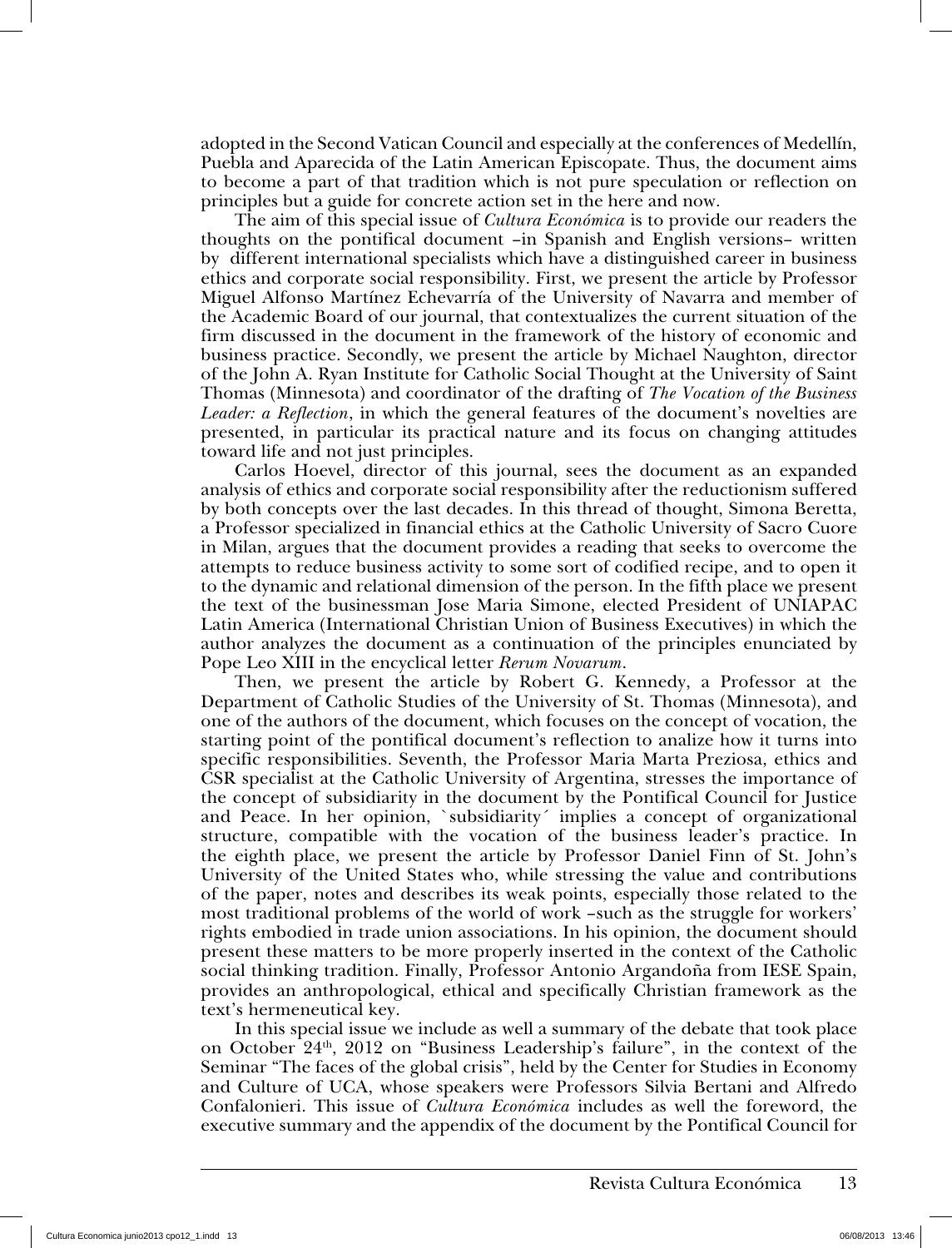adopted in the Second Vatican Council and especially at the conferences of Medellín, Puebla and Aparecida of the Latin American Episcopate. Thus, the document aims to become a part of that tradition which is not pure speculation or reflection on principles but a guide for concrete action set in the here and now.

The aim of this special issue of *Cultura Económica* is to provide our readers the thoughts on the pontifical document –in Spanish and English versions– written by different international specialists which have a distinguished career in business ethics and corporate social responsibility. First, we present the article by Professor Miguel Alfonso Martínez Echevarría of the University of Navarra and member of the Academic Board of our journal, that contextualizes the current situation of the firm discussed in the document in the framework of the history of economic and business practice. Secondly, we present the article by Michael Naughton, director of the John A. Ryan Institute for Catholic Social Thought at the University of Saint Thomas (Minnesota) and coordinator of the drafting of *The Vocation of the Business Leader: a Reflection*, in which the general features of the document's novelties are presented, in particular its practical nature and its focus on changing attitudes toward life and not just principles.

Carlos Hoevel, director of this journal, sees the document as an expanded analysis of ethics and corporate social responsibility after the reductionism suffered by both concepts over the last decades. In this thread of thought, Simona Beretta, a Professor specialized in financial ethics at the Catholic University of Sacro Cuore in Milan, argues that the document provides a reading that seeks to overcome the attempts to reduce business activity to some sort of codified recipe, and to open it to the dynamic and relational dimension of the person. In the fifth place we present the text of the businessman Jose Maria Simone, elected President of UNIAPAC Latin America (International Christian Union of Business Executives) in which the author analyzes the document as a continuation of the principles enunciated by Pope Leo XIII in the encyclical letter *Rerum Novarum*.

Then, we present the article by Robert G. Kennedy, a Professor at the Department of Catholic Studies of the University of St. Thomas (Minnesota), and one of the authors of the document, which focuses on the concept of vocation, the starting point of the pontifical document's reflection to analize how it turns into specific responsibilities. Seventh, the Professor Maria Marta Preziosa, ethics and CSR specialist at the Catholic University of Argentina, stresses the importance of the concept of subsidiarity in the document by the Pontifical Council for Justice and Peace. In her opinion, `subsidiarity´ implies a concept of organizational structure, compatible with the vocation of the business leader's practice. In the eighth place, we present the article by Professor Daniel Finn of St. John's University of the United States who, while stressing the value and contributions of the paper, notes and describes its weak points, especially those related to the most traditional problems of the world of work –such as the struggle for workers' rights embodied in trade union associations. In his opinion, the document should present these matters to be more properly inserted in the context of the Catholic social thinking tradition. Finally, Professor Antonio Argandoña from IESE Spain, provides an anthropological, ethical and specifically Christian framework as the text's hermeneutical key.

In this special issue we include as well a summary of the debate that took place on October 24th, 2012 on "Business Leadership's failure", in the context of the Seminar "The faces of the global crisis", held by the Center for Studies in Economy and Culture of UCA, whose speakers were Professors Silvia Bertani and Alfredo Confalonieri. This issue of *Cultura Económica* includes as well the foreword, the executive summary and the appendix of the document by the Pontifical Council for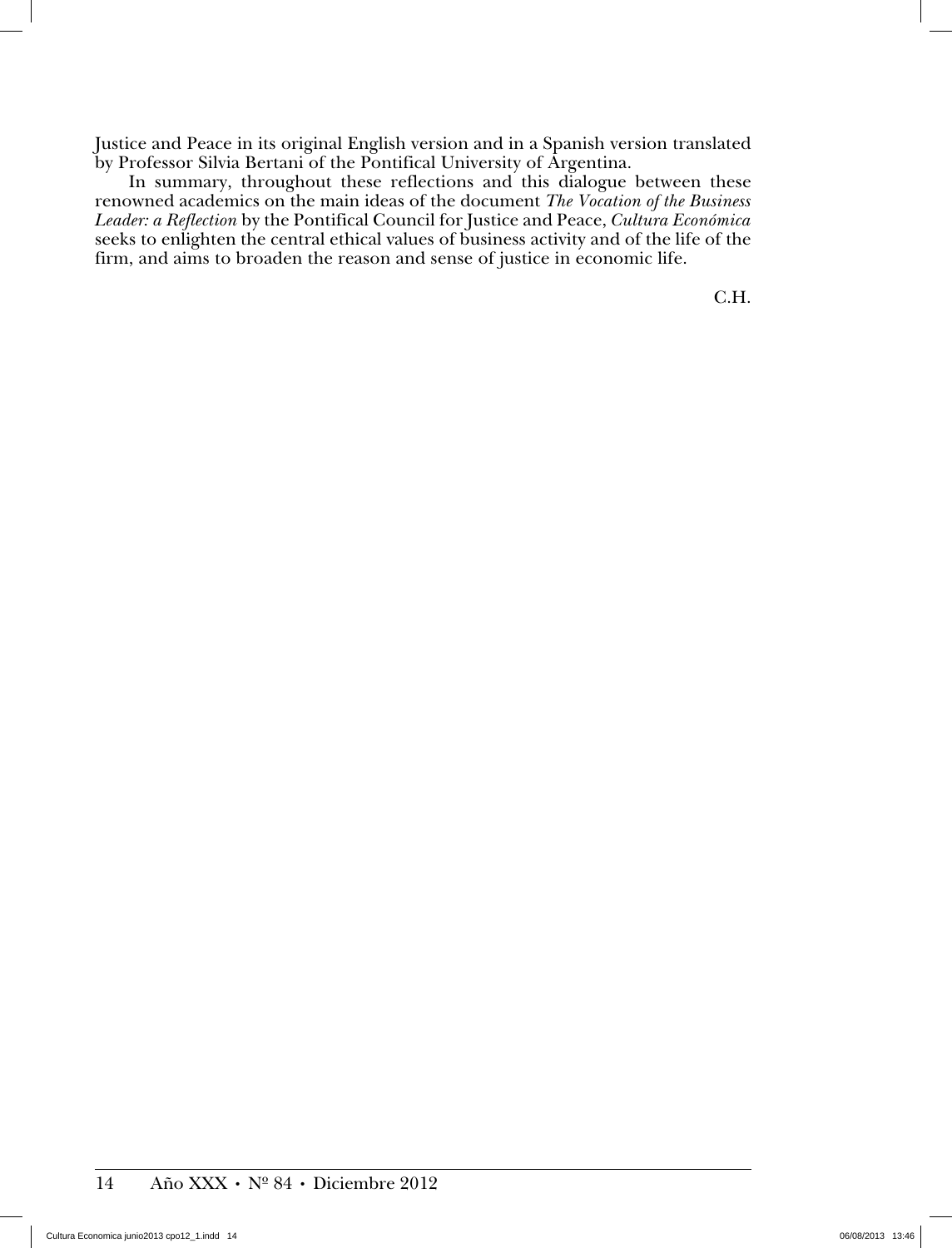Justice and Peace in its original English version and in a Spanish version translated by Professor Silvia Bertani of the Pontifical University of Argentina.

In summary, throughout these reflections and this dialogue between these renowned academics on the main ideas of the document *The Vocation of the Business Leader: a Reflection* by the Pontifical Council for Justice and Peace, *Cultura Económica* seeks to enlighten the central ethical values of business activity and of the life of the firm, and aims to broaden the reason and sense of justice in economic life.

C.H.